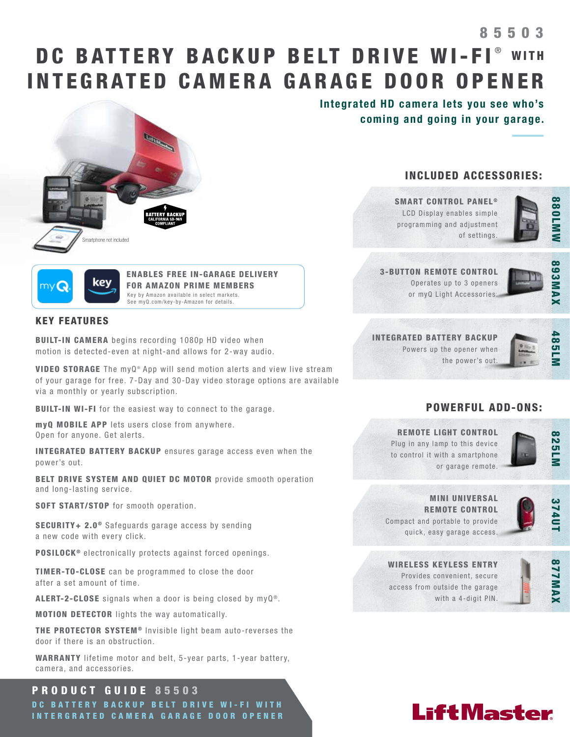85503

# DC BATTERY BACKUP BELT DRIVE WI-FI® WITH INTEGRATED CAMERA GARAGE DOOR OPENER

**Integrated HD camera lets you see who's coming and going in your garage.**

BATTERY BACKUP CALIFORNIA SB-969 COMPLIANT

Smartphone not included

**ENABLES FREE IN-GARAGE DELIVERY FOR AMAZON PRIME MEMBERS**
Key by Amazon available in select markets.
See myQ.com/key-by-Amazon for details.

## KEY FEATURES

**BUILT-IN CAMERA** begins recording 1080p HD video when motion is detected-even at night-and allows for 2-way audio.

**VIDEO STORAGE** The myQ® App will send motion alerts and view live stream of your garage for free. 7-Day and 30-Day video storage options are available via a monthly or yearly subscription.

**BUILT-IN WI-FI** for the easiest way to connect to the garage.

**myQ MOBILE APP** lets users close from anywhere. Open for anyone. Get alerts.

**INTEGRATED BATTERY BACKUP** ensures garage access even when the power's out.

**BELT DRIVE SYSTEM AND QUIET DC MOTOR** provide smooth operation and long-lasting service.

**SOFT START/STOP** for smooth operation.

**SECURITY+ 2.0®** Safeguards garage access by sending a new code with every click.

**POSILOCK®** electronically protects against forced openings.

**TIMER-TO-CLOSE** can be programmed to close the door after a set amount of time.

**ALERT-2-CLOSE** signals when a door is being closed by myQ®.

**MOTION DETECTOR** lights the way automatically.

**THE PROTECTOR SYSTEM®** Invisible light beam auto-reverses the door if there is an obstruction.

**WARRANTY** lifetime motor and belt, 5-year parts, 1-year battery, camera, and accessories.

## INCLUDED ACCESSORIES:

**SMART CONTROL PANEL®** — 880LMW
LCD Display enables simple programming and adjustment of settings.

**3-BUTTON REMOTE CONTROL** — 893MAX
Operates up to 3 openers or myQ Light Accessories.

**INTEGRATED BATTERY BACKUP** — 485LM
Powers up the opener when the power's out.

## POWERFUL ADD-ONS:

**REMOTE LIGHT CONTROL** — 825LM
Plug in any lamp to this device to control it with a smartphone or garage remote.

**MINI UNIVERSAL REMOTE CONTROL** — 374UT
Compact and portable to provide quick, easy garage access.

**WIRELESS KEYLESS ENTRY** — 877MAX
Provides convenient, secure access from outside the garage with a 4-digit PIN.

**PRODUCT GUIDE 85503**
DC BATTERY BACKUP BELT DRIVE WI-FI WITH INTERGRATED CAMERA GARAGE DOOR OPENER

LiftMaster®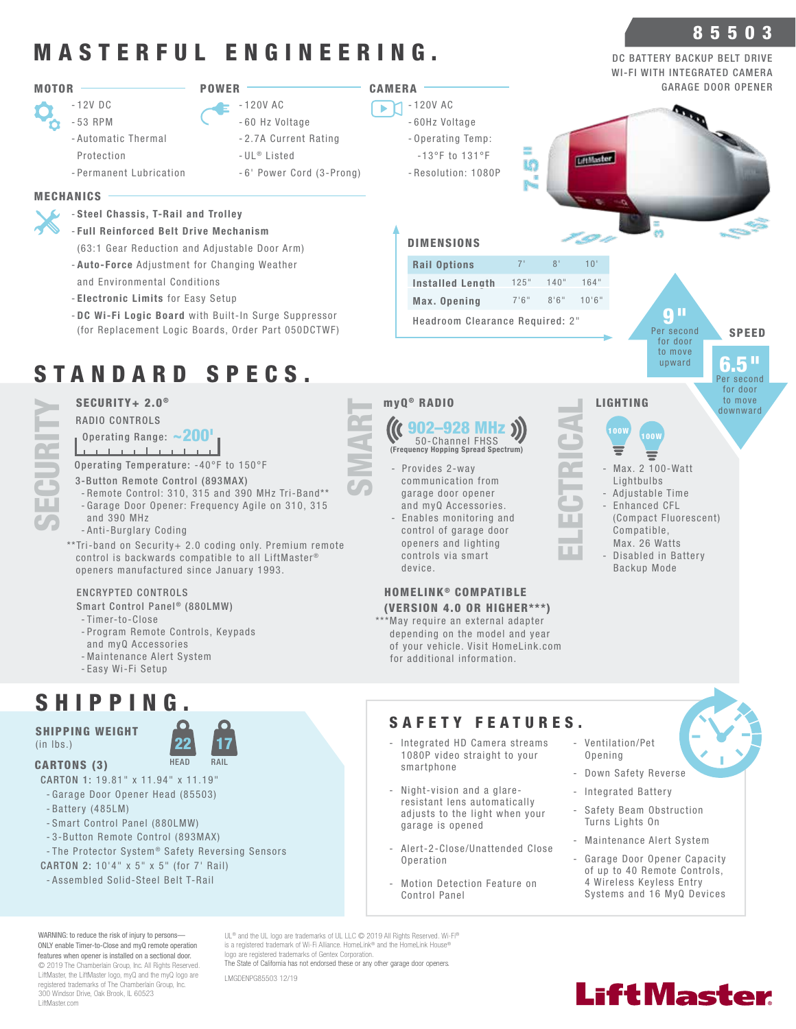# MASTERFUL ENGINEERING.

**85503**

DC BATTERY BACKUP BELT DRIVE
WI-FI WITH INTEGRATED CAMERA
GARAGE DOOR OPENER

### MOTOR

- 12V DC
- 53 RPM
- Automatic Thermal Protection
- Permanent Lubrication

### POWER

- 120V AC
- 60 Hz Voltage
- 2.7A Current Rating
- UL® Listed
- 6' Power Cord (3-Prong)

### CAMERA

- 120V AC
- 60Hz Voltage
- Operating Temp: -13°F to 131°F
- Resolution: 1080P

### MECHANICS

- **Steel Chassis, T-Rail and Trolley**
- **Full Reinforced Belt Drive Mechanism** (63:1 Gear Reduction and Adjustable Door Arm)
- **Auto-Force** Adjustment for Changing Weather and Environmental Conditions
- **Electronic Limits** for Easy Setup
- **DC Wi-Fi Logic Board** with Built-In Surge Suppressor (for Replacement Logic Boards, Order Part 050DCTWF)

7.5"
19"
3"
10.5"

### DIMENSIONS

| Rail Options | 7' | 8' | 10' |
|---|---|---|---|
| Installed Length | 125" | 140" | 164" |
| Max. Opening | 7'6" | 8'6" | 10'6" |

Headroom Clearance Required: 2"

### SPEED

9" Per second for door to move upward

6.5" Per second for door to move downward

# STANDARD SPECS.

## SECURITY

### SECURITY+ 2.0®

RADIO CONTROLS

Operating Range: ~200'

Operating Temperature: -40°F to 150°F

3-Button Remote Control (893MAX)
- Remote Control: 310, 315 and 390 MHz Tri-Band**
- Garage Door Opener: Frequency Agile on 310, 315 and 390 MHz
- Anti-Burglary Coding

**Tri-band on Security+ 2.0 coding only. Premium remote control is backwards compatible to all LiftMaster® openers manufactured since January 1993.

ENCRYPTED CONTROLS

Smart Control Panel® (880LMW)
- Timer-to-Close
- Program Remote Controls, Keypads and myQ Accessories
- Maintenance Alert System
- Easy Wi-Fi Setup

## SMART

### myQ® RADIO

902–928 MHz
50-Channel FHSS
(Frequency Hopping Spread Spectrum)

- Provides 2-way communication from garage door opener and myQ Accessories.
- Enables monitoring and control of garage door openers and lighting controls via smart device.

### HOMELINK® COMPATIBLE (VERSION 4.0 OR HIGHER***)

***May require an external adapter depending on the model and year of your vehicle. Visit HomeLink.com for additional information.

## ELECTRICAL

### LIGHTING

100W 100W

- Max. 2 100-Watt Lightbulbs
- Adjustable Time
- Enhanced CFL (Compact Fluorescent) Compatible, Max. 26 Watts
- Disabled in Battery Backup Mode

# SHIPPING.

**SHIPPING WEIGHT** (in lbs.)

22 HEAD
17 RAIL

**CARTONS (3)**

CARTON 1: 19.81" x 11.94" x 11.19"
- Garage Door Opener Head (85503)
- Battery (485LM)
- Smart Control Panel (880LMW)
- 3-Button Remote Control (893MAX)
- The Protector System® Safety Reversing Sensors

CARTON 2: 10'4" x 5" x 5" (for 7' Rail)
- Assembled Solid-Steel Belt T-Rail

# SAFETY FEATURES.

- Integrated HD Camera streams 1080P video straight to your smartphone
- Night-vision and a glare-resistant lens automatically adjusts to the light when your garage is opened
- Alert-2-Close/Unattended Close Operation
- Motion Detection Feature on Control Panel
- Ventilation/Pet Opening
- Down Safety Reverse
- Integrated Battery
- Safety Beam Obstruction Turns Lights On
- Maintenance Alert System
- Garage Door Opener Capacity of up to 40 Remote Controls, 4 Wireless Keyless Entry Systems and 16 MyQ Devices

WARNING: to reduce the risk of injury to persons—ONLY enable Timer-to-Close and myQ remote operation features when opener is installed on a sectional door.
© 2019 The Chamberlain Group, Inc. All Rights Reserved. LiftMaster, the LiftMaster logo, myQ and the myQ logo are registered trademarks of The Chamberlain Group, Inc. 300 Windsor Drive, Oak Brook, IL 60523
LiftMaster.com

UL® and the UL logo are trademarks of UL LLC © 2019 All Rights Reserved. Wi-Fi® is a registered trademark of Wi-Fi Alliance. HomeLink® and the HomeLink House® logo are registered trademarks of Gentex Corporation.
The State of California has not endorsed these or any other garage door openers.

LMGDENPG85503 12/19

LiftMaster